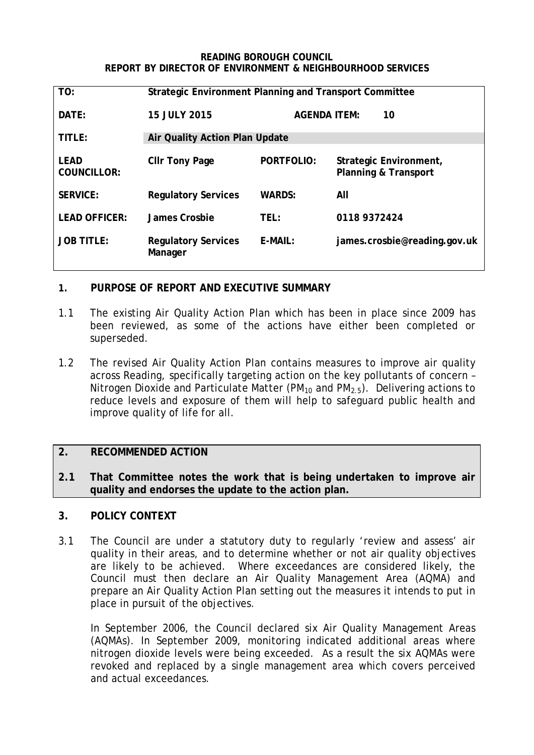**READING BOROUGH COUNCIL**
**REPORT BY DIRECTOR OF ENVIRONMENT & NEIGHBOURHOOD SERVICES**

| | | | |
|---|---|---|---|
| **TO:** | **Strategic Environment Planning and Transport Committee** | | |
| **DATE:** | **15 JULY 2015** | **AGENDA ITEM:** | **10** |
| **TITLE:** | **Air Quality Action Plan Update** | | |
| **LEAD COUNCILLOR:** | **Cllr Tony Page** | **PORTFOLIO:** | **Strategic Environment, Planning & Transport** |
| **SERVICE:** | **Regulatory Services** | **WARDS:** | **All** |
| **LEAD OFFICER:** | **James Crosbie** | **TEL:** | **0118 9372424** |
| **JOB TITLE:** | **Regulatory Services Manager** | **E-MAIL:** | **james.crosbie@reading.gov.uk** |

## 1. PURPOSE OF REPORT AND EXECUTIVE SUMMARY

1.1 The existing Air Quality Action Plan which has been in place since 2009 has been reviewed, as some of the actions have either been completed or superseded.

1.2 The revised Air Quality Action Plan contains measures to improve air quality across Reading, specifically targeting action on the key pollutants of concern – Nitrogen Dioxide and Particulate Matter ($PM_{10}$ and $PM_{2.5}$). Delivering actions to reduce levels and exposure of them will help to safeguard public health and improve quality of life for all.

## 2. RECOMMENDED ACTION

**2.1 That Committee notes the work that is being undertaken to improve air quality and endorses the update to the action plan.**

## 3. POLICY CONTEXT

3.1 The Council are under a statutory duty to regularly 'review and assess' air quality in their areas, and to determine whether or not air quality objectives are likely to be achieved. Where exceedances are considered likely, the Council must then declare an Air Quality Management Area (AQMA) and prepare an Air Quality Action Plan setting out the measures it intends to put in place in pursuit of the objectives.

In September 2006, the Council declared six Air Quality Management Areas (AQMAs). In September 2009, monitoring indicated additional areas where nitrogen dioxide levels were being exceeded. As a result the six AQMAs were revoked and replaced by a single management area which covers perceived and actual exceedances.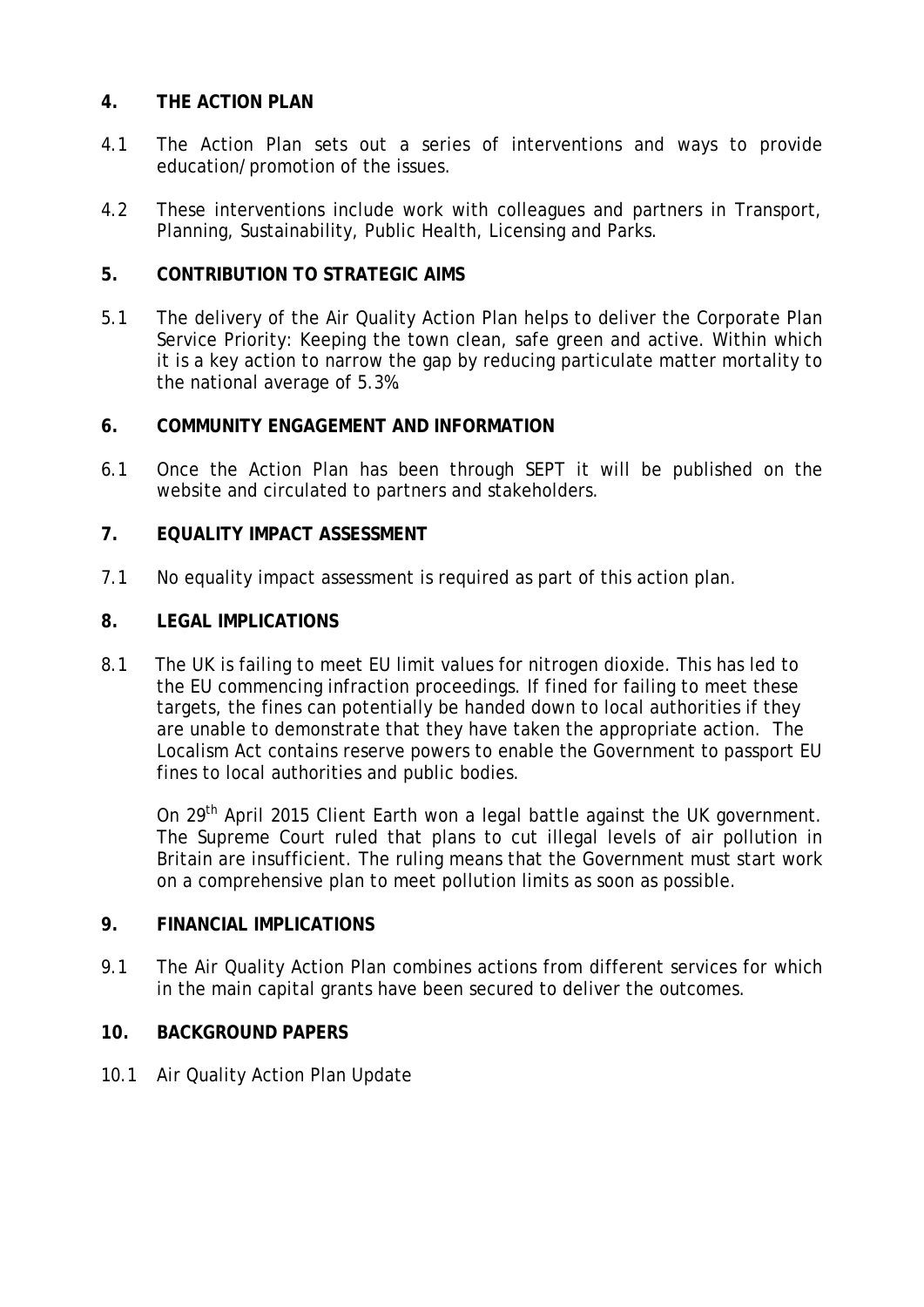## 4. THE ACTION PLAN

4.1 The Action Plan sets out a series of interventions and ways to provide education/promotion of the issues.

4.2 These interventions include work with colleagues and partners in Transport, Planning, Sustainability, Public Health, Licensing and Parks.

## 5. CONTRIBUTION TO STRATEGIC AIMS

5.1 The delivery of the Air Quality Action Plan helps to deliver the Corporate Plan Service Priority: Keeping the town clean, safe green and active. Within which it is a key action to narrow the gap by reducing particulate matter mortality to the national average of 5.3%.

## 6. COMMUNITY ENGAGEMENT AND INFORMATION

6.1 Once the Action Plan has been through SEPT it will be published on the website and circulated to partners and stakeholders.

## 7. EQUALITY IMPACT ASSESSMENT

7.1 No equality impact assessment is required as part of this action plan.

## 8. LEGAL IMPLICATIONS

8.1 The UK is failing to meet EU limit values for nitrogen dioxide. This has led to the EU commencing infraction proceedings. If fined for failing to meet these targets, the fines can potentially be handed down to local authorities if they are unable to demonstrate that they have taken the appropriate action. The Localism Act contains reserve powers to enable the Government to passport EU fines to local authorities and public bodies.

On 29th April 2015 Client Earth won a legal battle against the UK government. The Supreme Court ruled that plans to cut illegal levels of air pollution in Britain are insufficient. The ruling means that the Government must start work on a comprehensive plan to meet pollution limits as soon as possible.

## 9. FINANCIAL IMPLICATIONS

9.1 The Air Quality Action Plan combines actions from different services for which in the main capital grants have been secured to deliver the outcomes.

## 10. BACKGROUND PAPERS

10.1 Air Quality Action Plan Update